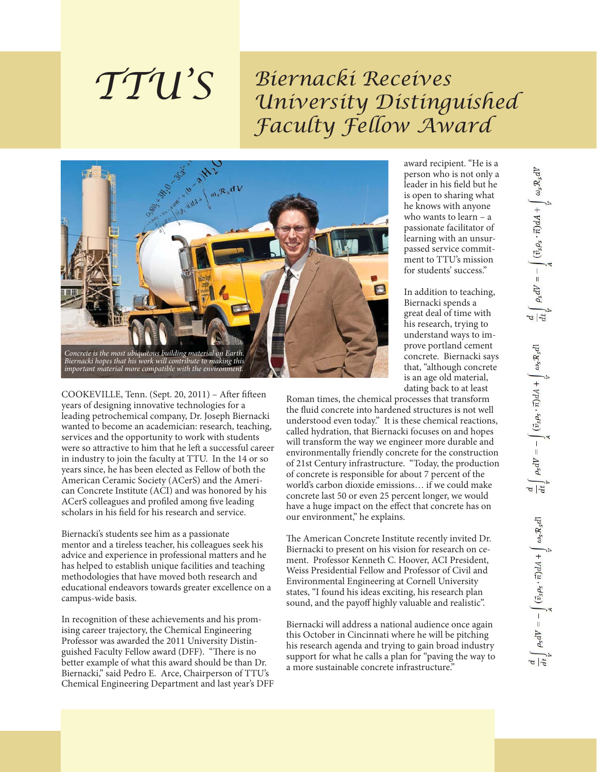# TTU'S

# Biernacki Receives University Distinguished Faculty Fellow Award

*Concrete is the most ubiquitous building material on Earth. Biernacki hopes that his work will contribute to making this important material more compatible with the environment.*

COOKEVILLE, Tenn. (Sept. 20, 2011) – After fifteen years of designing innovative technologies for a leading petrochemical company, Dr. Joseph Biernacki wanted to become an academician: research, teaching, services and the opportunity to work with students were so attractive to him that he left a successful career in industry to join the faculty at TTU. In the 14 or so years since, he has been elected as Fellow of both the American Ceramic Society (ACerS) and the American Concrete Institute (ACI) and was honored by his ACerS colleagues and profiled among five leading scholars in his field for his research and service.

Biernacki's students see him as a passionate mentor and a tireless teacher, his colleagues seek his advice and experience in professional matters and he has helped to establish unique facilities and teaching methodologies that have moved both research and educational endeavors towards greater excellence on a campus-wide basis.

In recognition of these achievements and his promising career trajectory, the Chemical Engineering Professor was awarded the 2011 University Distinguished Faculty Fellow award (DFF). "There is no better example of what this award should be than Dr. Biernacki," said Pedro E. Arce, Chairperson of TTU's Chemical Engineering Department and last year's DFF award recipient. "He is a person who is not only a leader in his field but he is open to sharing what he knows with anyone who wants to learn – a passionate facilitator of learning with an unsurpassed service commitment to TTU's mission for students' success."

In addition to teaching, Biernacki spends a great deal of time with his research, trying to understand ways to improve portland cement concrete. Biernacki says that, "although concrete is an age old material, dating back to at least Roman times, the chemical processes that transform the fluid concrete into hardened structures is not well understood even today." It is these chemical reactions, called hydration, that Biernacki focuses on and hopes will transform the way we engineer more durable and environmentally friendly concrete for the construction of 21st Century infrastructure. "Today, the production of concrete is responsible for about 7 percent of the world's carbon dioxide emissions… if we could make concrete last 50 or even 25 percent longer, we would have a huge impact on the effect that concrete has on our environment," he explains.

The American Concrete Institute recently invited Dr. Biernacki to present on his vision for research on cement. Professor Kenneth C. Hoover, ACI President, Weiss Presidential Fellow and Professor of Civil and Environmental Engineering at Cornell University states, "I found his ideas exciting, his research plan sound, and the payoff highly valuable and realistic".

Biernacki will address a national audience once again this October in Cincinnati where he will be pitching his research agenda and trying to gain broad industry support for what he calls a plan for "paving the way to a more sustainable concrete infrastructure."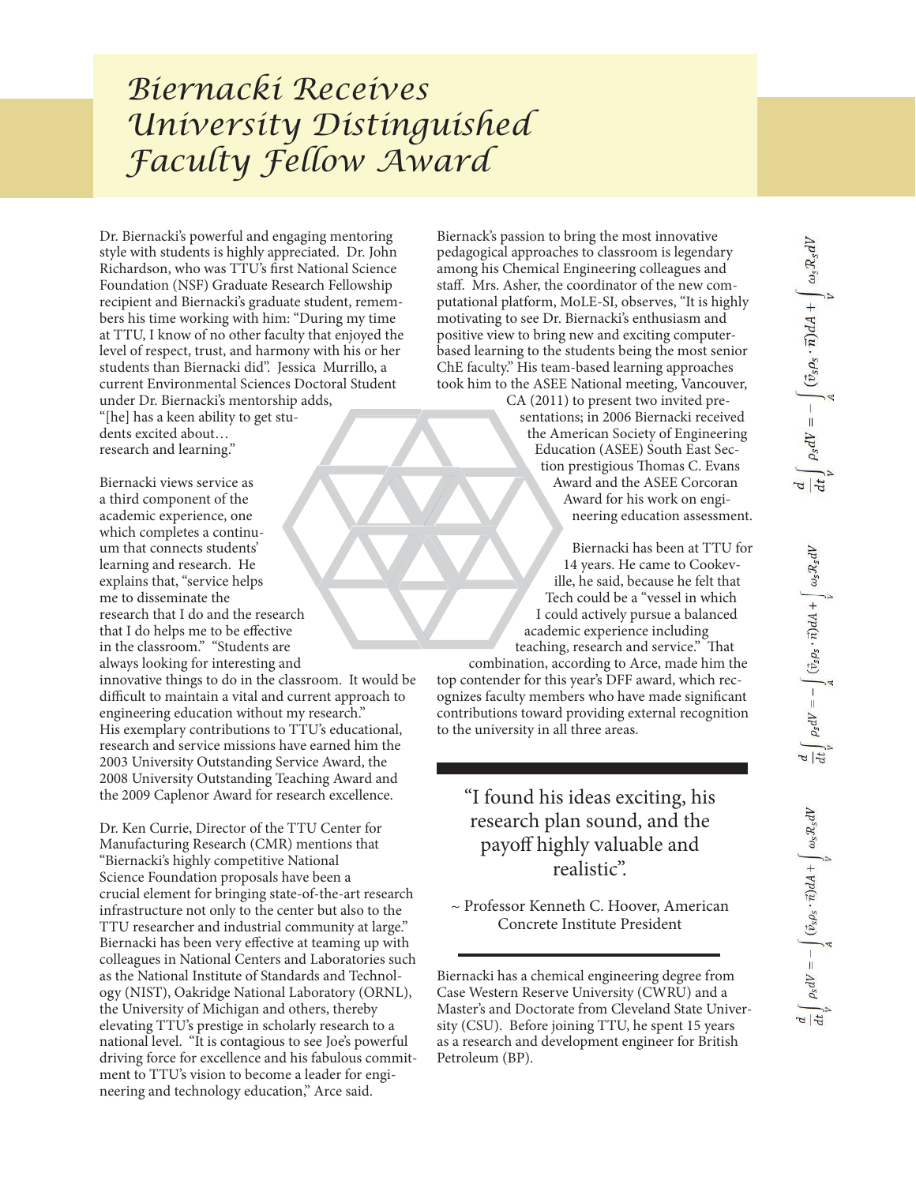# Biernacki Receives University Distinguished Faculty Fellow Award

Dr. Biernacki's powerful and engaging mentoring style with students is highly appreciated. Dr. John Richardson, who was TTU's first National Science Foundation (NSF) Graduate Research Fellowship recipient and Biernacki's graduate student, remembers his time working with him: "During my time at TTU, I know of no other faculty that enjoyed the level of respect, trust, and harmony with his or her students than Biernacki did". Jessica Murrillo, a current Environmental Sciences Doctoral Student under Dr. Biernacki's mentorship adds, "[he] has a keen ability to get students excited about… research and learning."

Biernacki views service as a third component of the academic experience, one which completes a continuum that connects students' learning and research. He explains that, "service helps me to disseminate the research that I do and the research that I do helps me to be effective in the classroom." "Students are always looking for interesting and innovative things to do in the classroom. It would be difficult to maintain a vital and current approach to engineering education without my research." His exemplary contributions to TTU's educational, research and service missions have earned him the 2003 University Outstanding Service Award, the 2008 University Outstanding Teaching Award and the 2009 Caplenor Award for research excellence.

Dr. Ken Currie, Director of the TTU Center for Manufacturing Research (CMR) mentions that "Biernacki's highly competitive National Science Foundation proposals have been a crucial element for bringing state-of-the-art research infrastructure not only to the center but also to the TTU researcher and industrial community at large." Biernacki has been very effective at teaming up with colleagues in National Centers and Laboratories such as the National Institute of Standards and Technology (NIST), Oakridge National Laboratory (ORNL), the University of Michigan and others, thereby elevating TTU's prestige in scholarly research to a national level. "It is contagious to see Joe's powerful driving force for excellence and his fabulous commitment to TTU's vision to become a leader for engineering and technology education," Arce said.

Biernack's passion to bring the most innovative pedagogical approaches to classroom is legendary among his Chemical Engineering colleagues and staff. Mrs. Asher, the coordinator of the new computational platform, MoLE-SI, observes, "It is highly motivating to see Dr. Biernacki's enthusiasm and positive view to bring new and exciting computer-based learning to the students being the most senior ChE faculty." His team-based learning approaches took him to the ASEE National meeting, Vancouver, CA (2011) to present two invited presentations; in 2006 Biernacki received the American Society of Engineering Education (ASEE) South East Section prestigious Thomas C. Evans Award and the ASEE Corcoran Award for his work on engineering education assessment.

Biernacki has been at TTU for 14 years. He came to Cookeville, he said, because he felt that Tech could be a "vessel in which I could actively pursue a balanced academic experience including teaching, research and service." That combination, according to Arce, made him the top contender for this year's DFF award, which recognizes faculty members who have made significant contributions toward providing external recognition to the university in all three areas.

> "I found his ideas exciting, his research plan sound, and the payoff highly valuable and realistic".
>
> ~ Professor Kenneth C. Hoover, American Concrete Institute President

Biernacki has a chemical engineering degree from Case Western Reserve University (CWRU) and a Master's and Doctorate from Cleveland State University (CSU). Before joining TTU, he spent 15 years as a research and development engineer for British Petroleum (BP).

$$\frac{d}{dt}\int_V \rho_s dV = -\int_A (\vec{v}_s \rho_s \cdot \vec{n}) dA + \int_V \omega_s \mathcal{R}_s dV$$

$$\frac{d}{dt}\int_V \rho_s dV = -\int_A (\vec{v}_s \rho_s \cdot \vec{n}) dA + \int_V \omega_s \mathcal{R}_s dV$$

$$\frac{d}{dt}\int_V \rho_s dV = -\int_A (\vec{v}_s \rho_s \cdot \vec{n}) dA + \int_V \omega_s \mathcal{R}_s dV$$